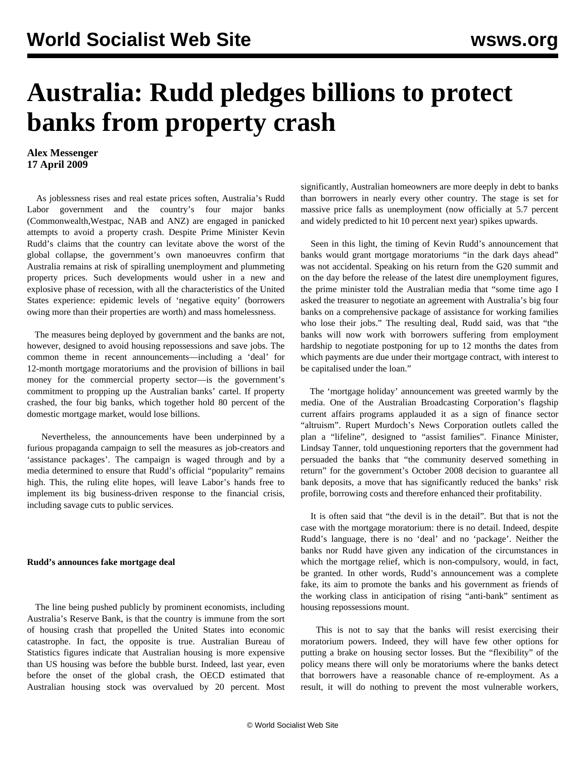# Australia: Rudd pledges billions to protect banks from property crash

**Alex Messenger**
**17 April 2009**

As joblessness rises and real estate prices soften, Australia's Rudd Labor government and the country's four major banks (Commonwealth,Westpac, NAB and ANZ) are engaged in panicked attempts to avoid a property crash. Despite Prime Minister Kevin Rudd's claims that the country can levitate above the worst of the global collapse, the government's own manoeuvres confirm that Australia remains at risk of spiralling unemployment and plummeting property prices. Such developments would usher in a new and explosive phase of recession, with all the characteristics of the United States experience: epidemic levels of 'negative equity' (borrowers owing more than their properties are worth) and mass homelessness.

The measures being deployed by government and the banks are not, however, designed to avoid housing repossessions and save jobs. The common theme in recent announcements—including a 'deal' for 12-month mortgage moratoriums and the provision of billions in bail money for the commercial property sector—is the government's commitment to propping up the Australian banks' cartel. If property crashed, the four big banks, which together hold 80 percent of the domestic mortgage market, would lose billions.

Nevertheless, the announcements have been underpinned by a furious propaganda campaign to sell the measures as job-creators and 'assistance packages'. The campaign is waged through and by a media determined to ensure that Rudd's official "popularity" remains high. This, the ruling elite hopes, will leave Labor's hands free to implement its big business-driven response to the financial crisis, including savage cuts to public services.

**Rudd's announces fake mortgage deal**

The line being pushed publicly by prominent economists, including Australia's Reserve Bank, is that the country is immune from the sort of housing crash that propelled the United States into economic catastrophe. In fact, the opposite is true. Australian Bureau of Statistics figures indicate that Australian housing is more expensive than US housing was before the bubble burst. Indeed, last year, even before the onset of the global crash, the OECD estimated that Australian housing stock was overvalued by 20 percent. Most significantly, Australian homeowners are more deeply in debt to banks than borrowers in nearly every other country. The stage is set for massive price falls as unemployment (now officially at 5.7 percent and widely predicted to hit 10 percent next year) spikes upwards.

Seen in this light, the timing of Kevin Rudd's announcement that banks would grant mortgage moratoriums "in the dark days ahead" was not accidental. Speaking on his return from the G20 summit and on the day before the release of the latest dire unemployment figures, the prime minister told the Australian media that "some time ago I asked the treasurer to negotiate an agreement with Australia's big four banks on a comprehensive package of assistance for working families who lose their jobs." The resulting deal, Rudd said, was that "the banks will now work with borrowers suffering from employment hardship to negotiate postponing for up to 12 months the dates from which payments are due under their mortgage contract, with interest to be capitalised under the loan."

The 'mortgage holiday' announcement was greeted warmly by the media. One of the Australian Broadcasting Corporation's flagship current affairs programs applauded it as a sign of finance sector "altruism". Rupert Murdoch's News Corporation outlets called the plan a "lifeline", designed to "assist families". Finance Minister, Lindsay Tanner, told unquestioning reporters that the government had persuaded the banks that "the community deserved something in return" for the government's October 2008 decision to guarantee all bank deposits, a move that has significantly reduced the banks' risk profile, borrowing costs and therefore enhanced their profitability.

It is often said that "the devil is in the detail". But that is not the case with the mortgage moratorium: there is no detail. Indeed, despite Rudd's language, there is no 'deal' and no 'package'. Neither the banks nor Rudd have given any indication of the circumstances in which the mortgage relief, which is non-compulsory, would, in fact, be granted. In other words, Rudd's announcement was a complete fake, its aim to promote the banks and his government as friends of the working class in anticipation of rising "anti-bank" sentiment as housing repossessions mount.

This is not to say that the banks will resist exercising their moratorium powers. Indeed, they will have few other options for putting a brake on housing sector losses. But the "flexibility" of the policy means there will only be moratoriums where the banks detect that borrowers have a reasonable chance of re-employment. As a result, it will do nothing to prevent the most vulnerable workers,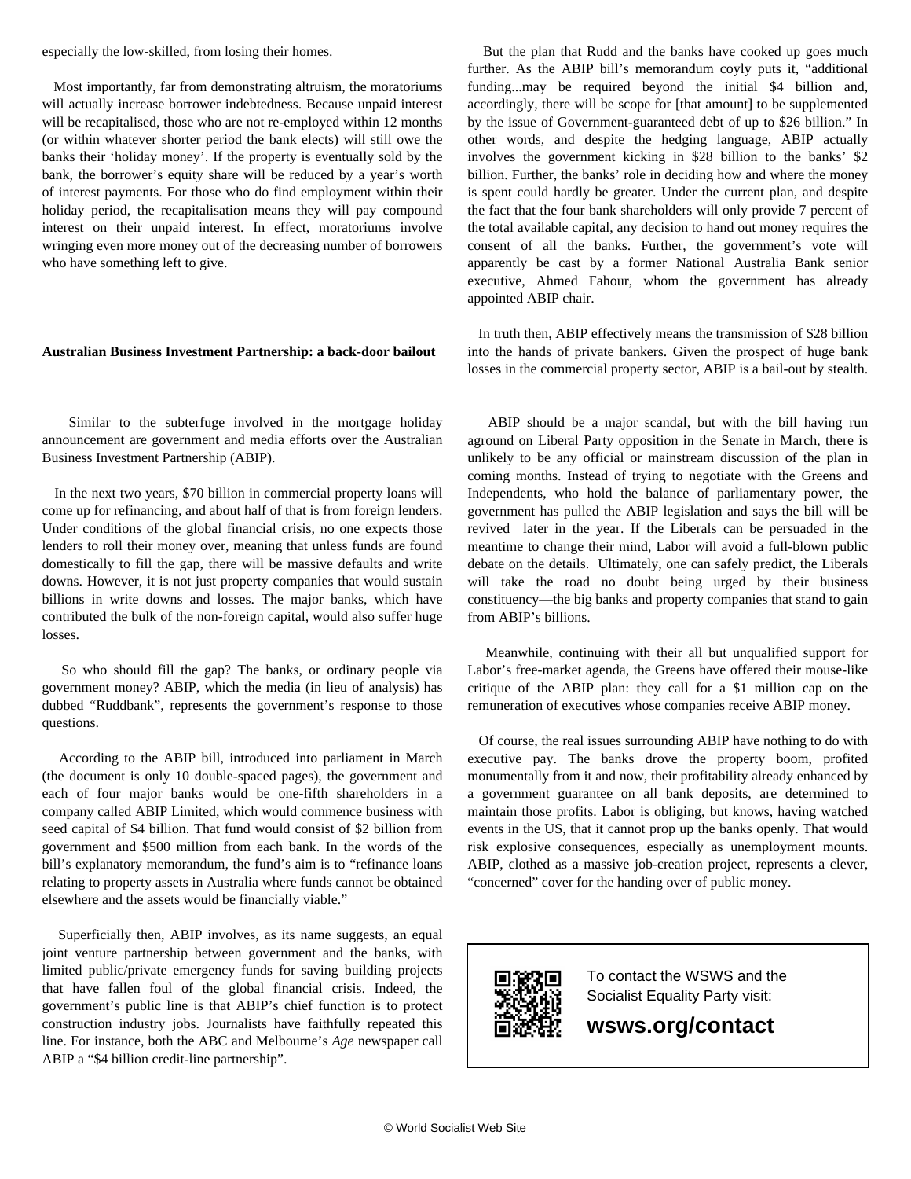especially the low-skilled, from losing their homes.

Most importantly, far from demonstrating altruism, the moratoriums will actually increase borrower indebtedness. Because unpaid interest will be recapitalised, those who are not re-employed within 12 months (or within whatever shorter period the bank elects) will still owe the banks their 'holiday money'. If the property is eventually sold by the bank, the borrower's equity share will be reduced by a year's worth of interest payments. For those who do find employment within their holiday period, the recapitalisation means they will pay compound interest on their unpaid interest. In effect, moratoriums involve wringing even more money out of the decreasing number of borrowers who have something left to give.

**Australian Business Investment Partnership: a back-door bailout**

Similar to the subterfuge involved in the mortgage holiday announcement are government and media efforts over the Australian Business Investment Partnership (ABIP).

In the next two years, $70 billion in commercial property loans will come up for refinancing, and about half of that is from foreign lenders. Under conditions of the global financial crisis, no one expects those lenders to roll their money over, meaning that unless funds are found domestically to fill the gap, there will be massive defaults and write downs. However, it is not just property companies that would sustain billions in write downs and losses. The major banks, which have contributed the bulk of the non-foreign capital, would also suffer huge losses.

So who should fill the gap? The banks, or ordinary people via government money? ABIP, which the media (in lieu of analysis) has dubbed "Ruddbank", represents the government's response to those questions.

According to the ABIP bill, introduced into parliament in March (the document is only 10 double-spaced pages), the government and each of four major banks would be one-fifth shareholders in a company called ABIP Limited, which would commence business with seed capital of $4 billion. That fund would consist of $2 billion from government and $500 million from each bank. In the words of the bill's explanatory memorandum, the fund's aim is to "refinance loans relating to property assets in Australia where funds cannot be obtained elsewhere and the assets would be financially viable."

Superficially then, ABIP involves, as its name suggests, an equal joint venture partnership between government and the banks, with limited public/private emergency funds for saving building projects that have fallen foul of the global financial crisis. Indeed, the government's public line is that ABIP's chief function is to protect construction industry jobs. Journalists have faithfully repeated this line. For instance, both the ABC and Melbourne's *Age* newspaper call ABIP a "$4 billion credit-line partnership".

But the plan that Rudd and the banks have cooked up goes much further. As the ABIP bill's memorandum coyly puts it, "additional funding...may be required beyond the initial $4 billion and, accordingly, there will be scope for [that amount] to be supplemented by the issue of Government-guaranteed debt of up to $26 billion." In other words, and despite the hedging language, ABIP actually involves the government kicking in $28 billion to the banks' $2 billion. Further, the banks' role in deciding how and where the money is spent could hardly be greater. Under the current plan, and despite the fact that the four bank shareholders will only provide 7 percent of the total available capital, any decision to hand out money requires the consent of all the banks. Further, the government's vote will apparently be cast by a former National Australia Bank senior executive, Ahmed Fahour, whom the government has already appointed ABIP chair.

In truth then, ABIP effectively means the transmission of $28 billion into the hands of private bankers. Given the prospect of huge bank losses in the commercial property sector, ABIP is a bail-out by stealth.

ABIP should be a major scandal, but with the bill having run aground on Liberal Party opposition in the Senate in March, there is unlikely to be any official or mainstream discussion of the plan in coming months. Instead of trying to negotiate with the Greens and Independents, who hold the balance of parliamentary power, the government has pulled the ABIP legislation and says the bill will be revived later in the year. If the Liberals can be persuaded in the meantime to change their mind, Labor will avoid a full-blown public debate on the details. Ultimately, one can safely predict, the Liberals will take the road no doubt being urged by their business constituency—the big banks and property companies that stand to gain from ABIP's billions.

Meanwhile, continuing with their all but unqualified support for Labor's free-market agenda, the Greens have offered their mouse-like critique of the ABIP plan: they call for a $1 million cap on the remuneration of executives whose companies receive ABIP money.

Of course, the real issues surrounding ABIP have nothing to do with executive pay. The banks drove the property boom, profited monumentally from it and now, their profitability already enhanced by a government guarantee on all bank deposits, are determined to maintain those profits. Labor is obliging, but knows, having watched events in the US, that it cannot prop up the banks openly. That would risk explosive consequences, especially as unemployment mounts. ABIP, clothed as a massive job-creation project, represents a clever, "concerned" cover for the handing over of public money.

To contact the WSWS and the Socialist Equality Party visit:

**wsws.org/contact**